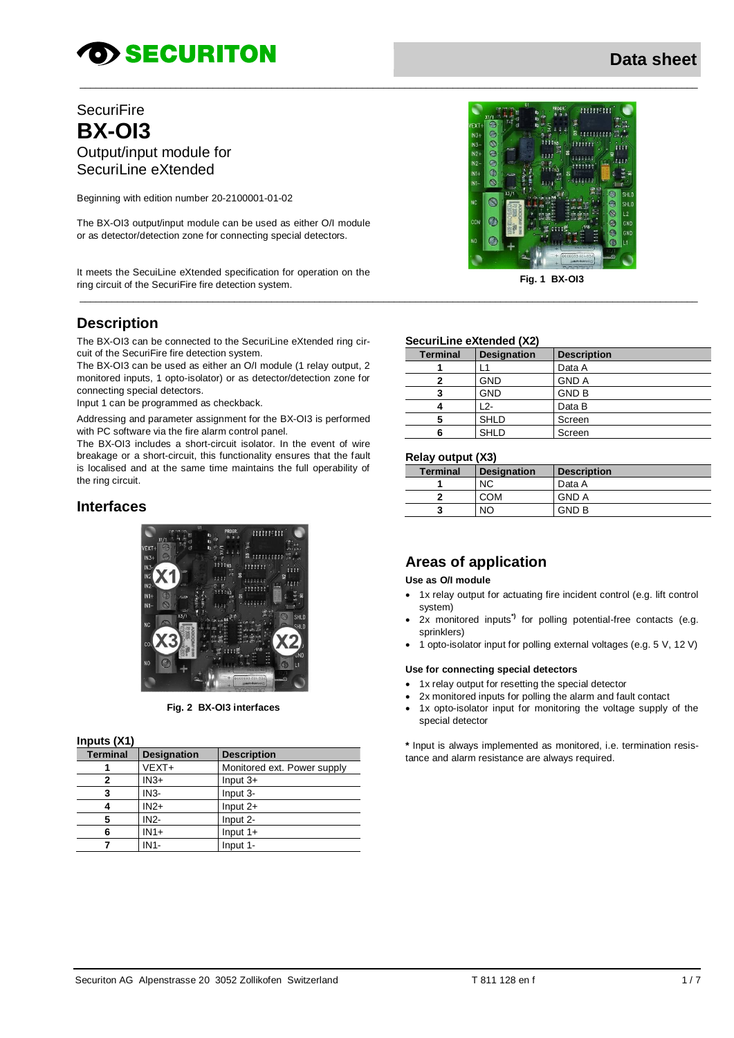SecuriFire

# BX-OI3

Output/input module for SecuriLine eXtended

Beginning with edition number 20-2100001-01-02

The BX-OI3 output/input module can be used as either O/I module or as detector/detection zone for connecting special detectors.

It meets the SecuiLine eXtended specification for operation on the ring circuit of the SecuriFire fire detection system.

**Fig. 1 BX-OI3**

## Description

The BX-OI3 can be connected to the SecuriLine eXtended ring circuit of the SecuriFire fire detection system.
The BX-OI3 can be used as either an O/I module (1 relay output, 2 monitored inputs, 1 opto-isolator) or as detector/detection zone for connecting special detectors.
Input 1 can be programmed as checkback.

Addressing and parameter assignment for the BX-OI3 is performed with PC software via the fire alarm control panel.
The BX-OI3 includes a short-circuit isolator. In the event of wire breakage or a short-circuit, this functionality ensures that the fault is localised and at the same time maintains the full operability of the ring circuit.

## Interfaces

**Fig. 2 BX-OI3 interfaces**

### Inputs (X1)

| Terminal | Designation | Description |
|---|---|---|
| 1 | VEXT+ | Monitored ext. Power supply |
| 2 | IN3+ | Input 3+ |
| 3 | IN3- | Input 3- |
| 4 | IN2+ | Input 2+ |
| 5 | IN2- | Input 2- |
| 6 | IN1+ | Input 1+ |
| 7 | IN1- | Input 1- |

### SecuriLine eXtended (X2)

| Terminal | Designation | Description |
|---|---|---|
| 1 | L1 | Data A |
| 2 | GND | GND A |
| 3 | GND | GND B |
| 4 | L2- | Data B |
| 5 | SHLD | Screen |
| 6 | SHLD | Screen |

### Relay output (X3)

| Terminal | Designation | Description |
|---|---|---|
| 1 | NC | Data A |
| 2 | COM | GND A |
| 3 | NO | GND B |

## Areas of application

**Use as O/I module**

- 1x relay output for actuating fire incident control (e.g. lift control system)
- 2x monitored inputs*) for polling potential-free contacts (e.g. sprinklers)
- 1 opto-isolator input for polling external voltages (e.g. 5 V, 12 V)

**Use for connecting special detectors**

- 1x relay output for resetting the special detector
- 2x monitored inputs for polling the alarm and fault contact
- 1x opto-isolator input for monitoring the voltage supply of the special detector

**\*** Input is always implemented as monitored, i.e. termination resistance and alarm resistance are always required.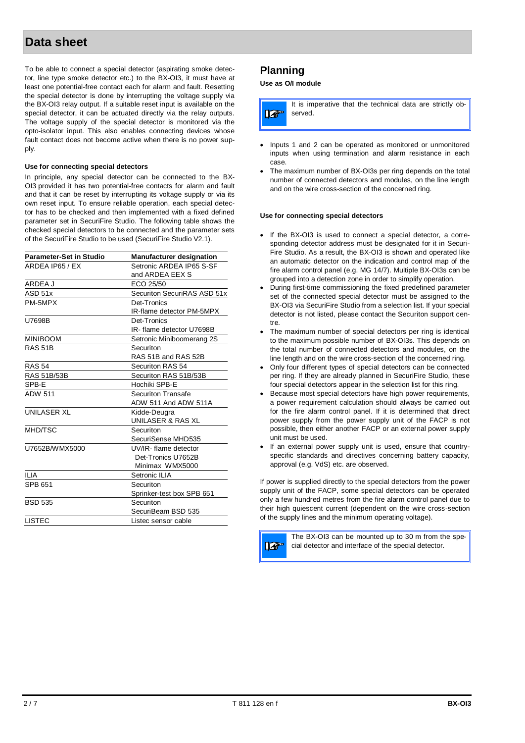# Data sheet

To be able to connect a special detector (aspirating smoke detector, line type smoke detector etc.) to the BX-OI3, it must have at least one potential-free contact each for alarm and fault. Resetting the special detector is done by interrupting the voltage supply via the BX-OI3 relay output. If a suitable reset input is available on the special detector, it can be actuated directly via the relay outputs. The voltage supply of the special detector is monitored via the opto-isolator input. This also enables connecting devices whose fault contact does not become active when there is no power supply.

**Use for connecting special detectors**

In principle, any special detector can be connected to the BX-OI3 provided it has two potential-free contacts for alarm and fault and that it can be reset by interrupting its voltage supply or via its own reset input. To ensure reliable operation, each special detector has to be checked and then implemented with a fixed defined parameter set in SecuriFire Studio. The following table shows the checked special detectors to be connected and the parameter sets of the SecuriFire Studio to be used (SecuriFire Studio V2.1).

| Parameter-Set in Studio | Manufacturer designation |
|---|---|
| ARDEA IP65 / EX | Setronic ARDEA IP65 S-SF and ARDEA EEX S |
| ARDEA J | ECO 25/50 |
| ASD 51x | Securiton SecuriRAS ASD 51x |
| PM-5MPX | Det-Tronics IR-flame detector PM-5MPX |
| U7698B | Det-Tronics IR- flame detector U7698B |
| MINIBOOM | Setronic Miniboomerang 2S |
| RAS 51B | Securiton RAS 51B and RAS 52B |
| RAS 54 | Securiton RAS 54 |
| RAS 51B/53B | Securiton RAS 51B/53B |
| SPB-E | Hochiki SPB-E |
| ADW 511 | Securiton Transafe ADW 511 And ADW 511A |
| UNILASER XL | Kidde-Deugra UNILASER & RAS XL |
| MHD/TSC | Securiton SecuriSense MHD535 |
| U7652B/WMX5000 | UV/IR- flame detector Det-Tronics U7652B Minimax WMX5000 |
| ILIA | Setronic ILIA |
| SPB 651 | Securiton Sprinker-test box SPB 651 |
| BSD 535 | Securiton SecuriBeam BSD 535 |
| LISTEC | Listec sensor cable |

## Planning

**Use as O/I module**

> It is imperative that the technical data are strictly observed.

- Inputs 1 and 2 can be operated as monitored or unmonitored inputs when using termination and alarm resistance in each case.
- The maximum number of BX-OI3s per ring depends on the total number of connected detectors and modules, on the line length and on the wire cross-section of the concerned ring.

**Use for connecting special detectors**

- If the BX-OI3 is used to connect a special detector, a corresponding detector address must be designated for it in SecuriFire Studio. As a result, the BX-OI3 is shown and operated like an automatic detector on the indication and control map of the fire alarm control panel (e.g. MG 14/7). Multiple BX-OI3s can be grouped into a detection zone in order to simplify operation.
- During first-time commissioning the fixed predefined parameter set of the connected special detector must be assigned to the BX-OI3 via SecuriFire Studio from a selection list. If your special detector is not listed, please contact the Securiton support centre.
- The maximum number of special detectors per ring is identical to the maximum possible number of BX-OI3s. This depends on the total number of connected detectors and modules, on the line length and on the wire cross-section of the concerned ring.
- Only four different types of special detectors can be connected per ring. If they are already planned in SecuriFire Studio, these four special detectors appear in the selection list for this ring.
- Because most special detectors have high power requirements, a power requirement calculation should always be carried out for the fire alarm control panel. If it is determined that direct power supply from the power supply unit of the FACP is not possible, then either another FACP or an external power supply unit must be used.
- If an external power supply unit is used, ensure that country-specific standards and directives concerning battery capacity, approval (e.g. VdS) etc. are observed.

If power is supplied directly to the special detectors from the power supply unit of the FACP, some special detectors can be operated only a few hundred metres from the fire alarm control panel due to their high quiescent current (dependent on the wire cross-section of the supply lines and the minimum operating voltage).

> The BX-OI3 can be mounted up to 30 m from the special detector and interface of the special detector.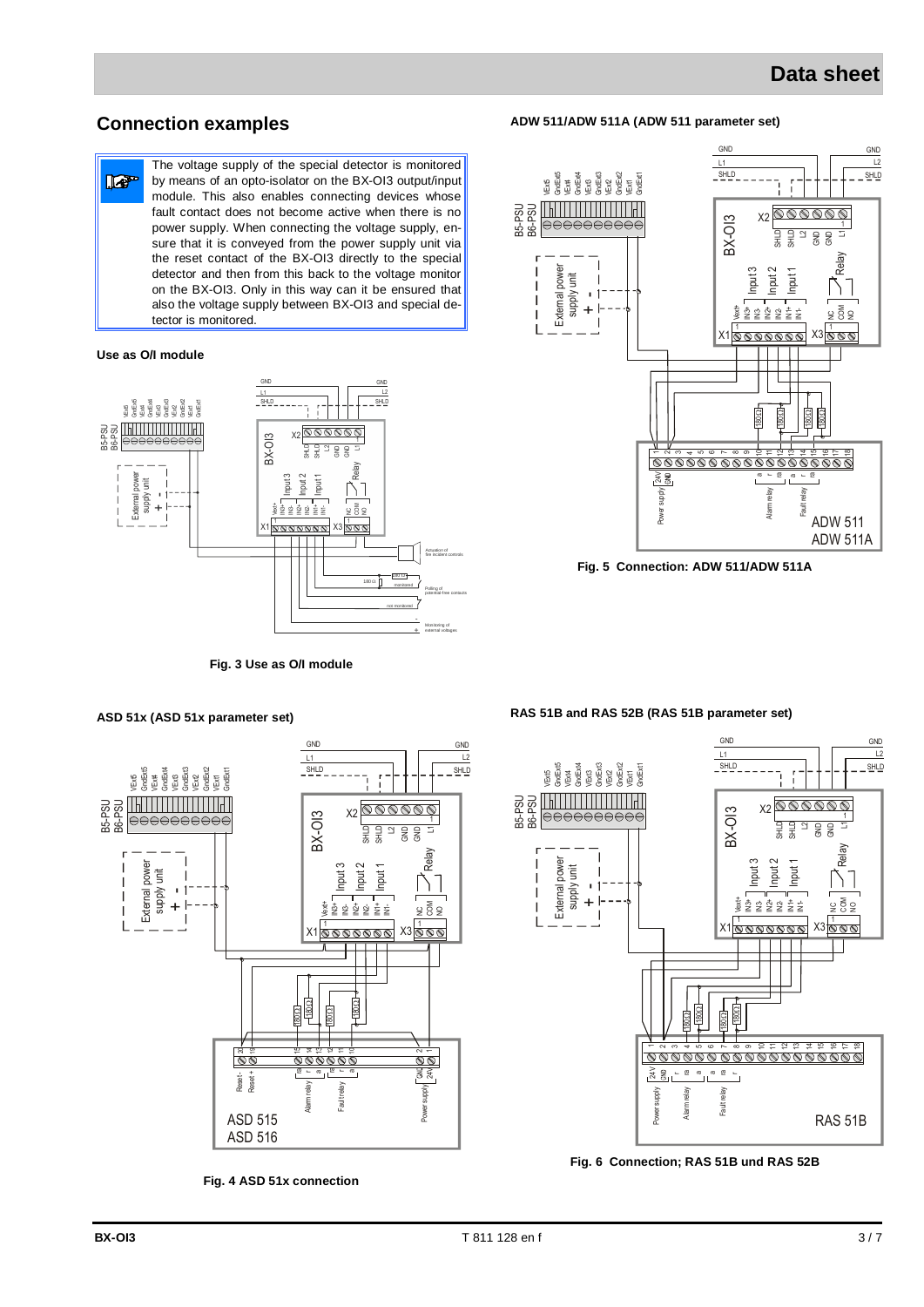## Connection examples

> The voltage supply of the special detector is monitored by means of an opto-isolator on the BX-OI3 output/input module. This also enables connecting devices whose fault contact does not become active when there is no power supply. When connecting the voltage supply, ensure that it is conveyed from the power supply unit via the reset contact of the BX-OI3 directly to the special detector and then from this back to the voltage monitor on the BX-OI3. Only in this way can it be ensured that also the voltage supply between BX-OI3 and special detector is monitored.

**Use as O/I module**

Fig. 3 Use as O/I module

**ADW 511/ADW 511A (ADW 511 parameter set)**

**Fig. 5 Connection: ADW 511/ADW 511A**

**ASD 51x (ASD 51x parameter set)**

**Fig. 4 ASD 51x connection**

**RAS 51B and RAS 52B (RAS 51B parameter set)**

**Fig. 6 Connection; RAS 51B und RAS 52B**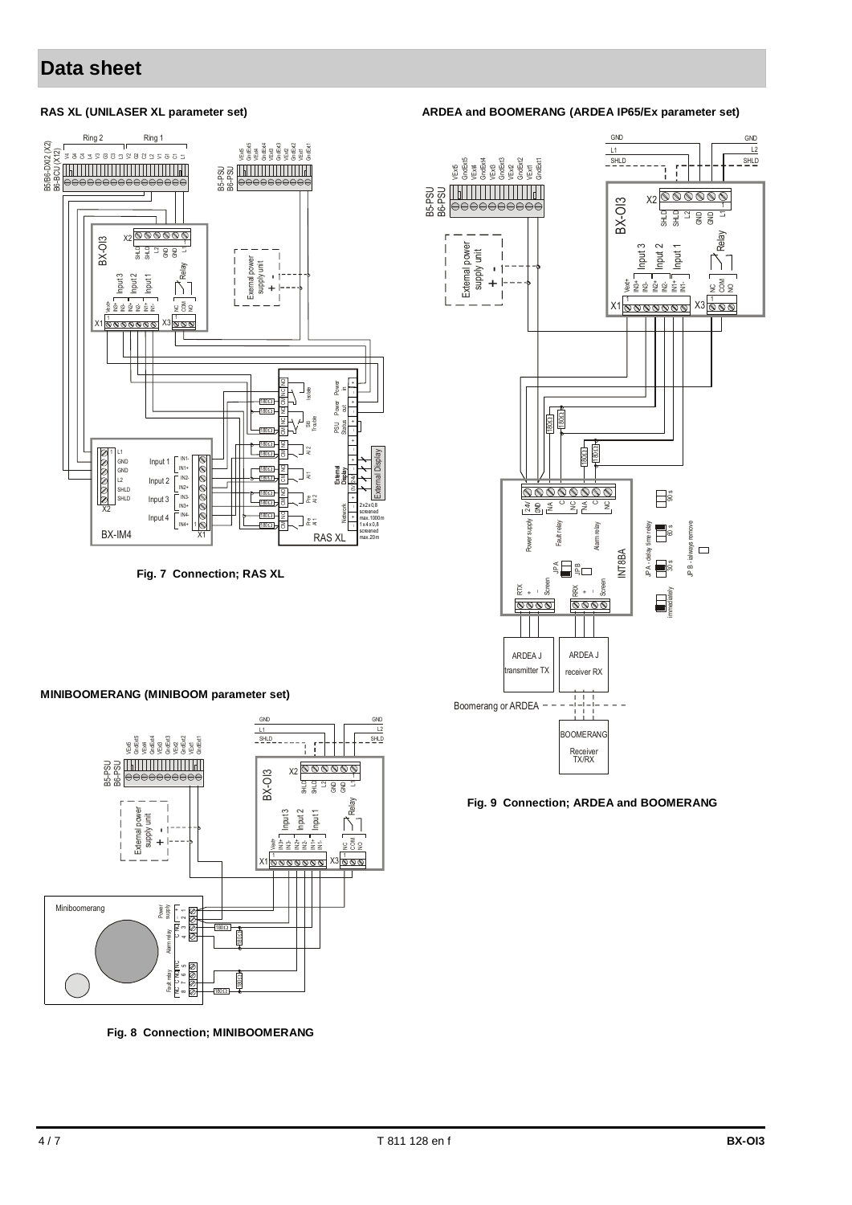# Data sheet

### RAS XL (UNILASER XL parameter set)

Fig. 7 Connection; RAS XL

### MINIBOOMERANG (MINIBOOM parameter set)

Fig. 8 Connection; MINIBOOMERANG

### ARDEA and BOOMERANG (ARDEA IP65/Ex parameter set)

Fig. 9 Connection; ARDEA and BOOMERANG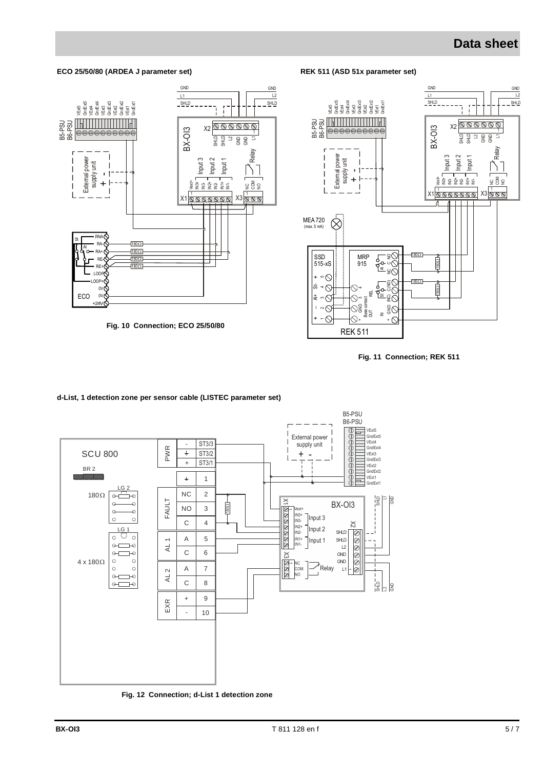**ECO 25/50/80 (ARDEA J parameter set)**

Fig. 10 Connection; ECO 25/50/80

**REK 511 (ASD 51x parameter set)**

Fig. 11 Connection; REK 511

**d-List, 1 detection zone per sensor cable (LISTEC parameter set)**

Fig. 12 Connection; d-List 1 detection zone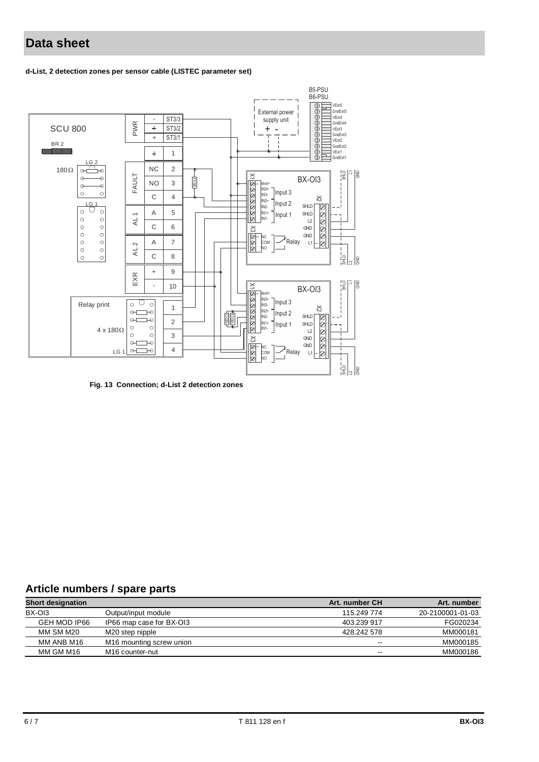# Data sheet

**d-List, 2 detection zones per sensor cable (LISTEC parameter set)**

**Fig. 13 Connection; d-List 2 detection zones**

## Article numbers / spare parts

| Short designation | | Art. number CH | Art. number |
|---|---|---|---|
| BX-OI3 | Output/input module | 115.249 774 | 20-2100001-01-03 |
| GEH MOD IP66 | IP66 map case for BX-OI3 | 403.239 917 | FG020234 |
| MM SM M20 | M20 step nipple | 428.242 578 | MM000181 |
| MM ANB M16 | M16 mounting screw union | -- | MM000185 |
| MM GM M16 | M16 counter-nut | -- | MM000186 |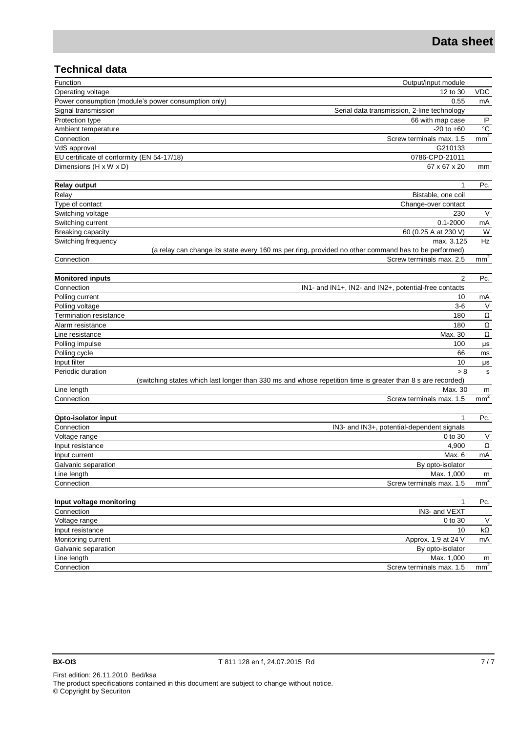## Technical data

| | | |
|---|---|---|
| Function | Output/input module | |
| Operating voltage | 12 to 30 | VDC |
| Power consumption (module's power consumption only) | 0.55 | mA |
| Signal transmission | Serial data transmission, 2-line technology | |
| Protection type | 66 with map case | IP |
| Ambient temperature | -20 to +60 | °C |
| Connection | Screw terminals max. 1.5 | $mm^2$ |
| VdS approval | G210133 | |
| EU certificate of conformity (EN 54-17/18) | 0786-CPD-21011 | |
| Dimensions (H x W x D) | 67 x 67 x 20 | mm |

| | | |
|---|---|---|
| **Relay output** | 1 | Pc. |
| Relay | Bistable, one coil | |
| Type of contact | Change-over contact | |
| Switching voltage | 230 | V |
| Switching current | 0.1-2000 | mA |
| Breaking capacity | 60 (0.25 A at 230 V) | W |
| Switching frequency | max. 3.125 (a relay can change its state every 160 ms per ring, provided no other command has to be performed) | Hz |
| Connection | Screw terminals max. 2.5 | $mm^2$ |

| | | |
|---|---|---|
| **Monitored inputs** | 2 | Pc. |
| Connection | IN1- and IN1+, IN2- and IN2+, potential-free contacts | |
| Polling current | 10 | mA |
| Polling voltage | 3-6 | V |
| Termination resistance | 180 | Ω |
| Alarm resistance | 180 | Ω |
| Line resistance | Max. 30 | Ω |
| Polling impulse | 100 | µs |
| Polling cycle | 66 | ms |
| Input filter | 10 | µs |
| Periodic duration | > 8 (switching states which last longer than 330 ms and whose repetition time is greater than 8 s are recorded) | s |
| Line length | Max. 30 | m |
| Connection | Screw terminals max. 1.5 | $mm^2$ |

| | | |
|---|---|---|
| **Opto-isolator input** | 1 | Pc. |
| Connection | IN3- and IN3+, potential-dependent signals | |
| Voltage range | 0 to 30 | V |
| Input resistance | 4,900 | Ω |
| Input current | Max. 6 | mA |
| Galvanic separation | By opto-isolator | |
| Line length | Max. 1,000 | m |
| Connection | Screw terminals max. 1.5 | $mm^2$ |

| | | |
|---|---|---|
| **Input voltage monitoring** | 1 | Pc. |
| Connection | IN3- and VEXT | |
| Voltage range | 0 to 30 | V |
| Input resistance | 10 | kΩ |
| Monitoring current | Approx. 1.9 at 24 V | mA |
| Galvanic separation | By opto-isolator | |
| Line length | Max. 1,000 | m |
| Connection | Screw terminals max. 1.5 | $mm^2$ |

First edition: 26.11.2010 Bed/ksa
The product specifications contained in this document are subject to change without notice.
© Copyright by Securiton